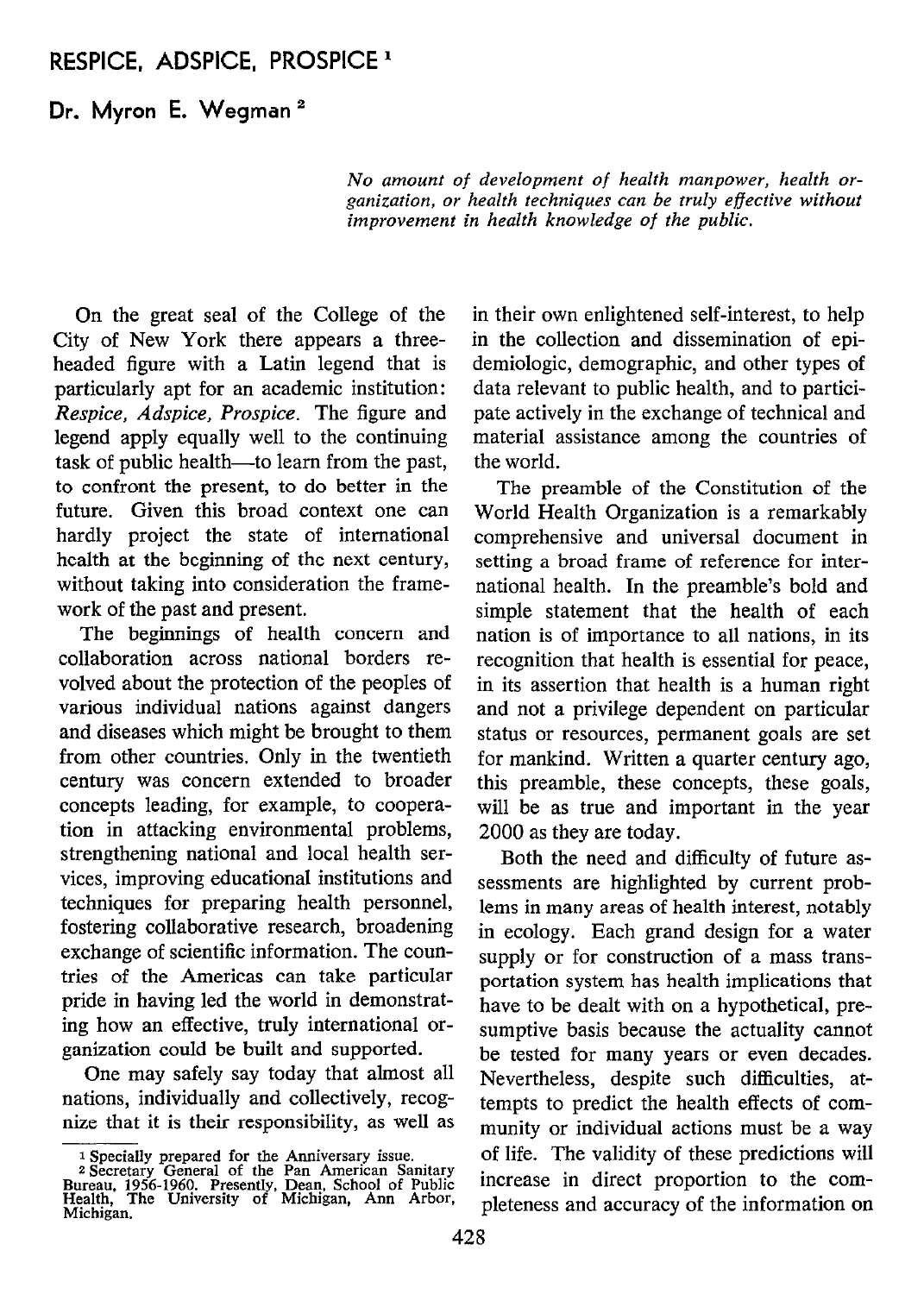# RESPICE, ADSPICE, PROSPICE [1]

## Dr. Myron E. Wegman [2]

*No amount of development of health manpower, health organization, or health techniques can be truly effective without improvement in health knowledge of the public.*

On the great seal of the College of the City of New York there appears a three-headed figure with a Latin legend that is particularly apt for an academic institution: *Respice, Adspice, Prospice.* The figure and legend apply equally well to the continuing task of public health—to learn from the past, to confront the present, to do better in the future. Given this broad context one can hardly project the state of international health at the beginning of the next century, without taking into consideration the framework of the past and present.

The beginnings of health concern and collaboration across national borders revolved about the protection of the peoples of various individual nations against dangers and diseases which might be brought to them from other countries. Only in the twentieth century was concern extended to broader concepts leading, for example, to cooperation in attacking environmental problems, strengthening national and local health services, improving educational institutions and techniques for preparing health personnel, fostering collaborative research, broadening exchange of scientific information. The countries of the Americas can take particular pride in having led the world in demonstrating how an effective, truly international organization could be built and supported.

One may safely say today that almost all nations, individually and collectively, recognize that it is their responsibility, as well as in their own enlightened self-interest, to help in the collection and dissemination of epidemiologic, demographic, and other types of data relevant to public health, and to participate actively in the exchange of technical and material assistance among the countries of the world.

The preamble of the Constitution of the World Health Organization is a remarkably comprehensive and universal document in setting a broad frame of reference for international health. In the preamble's bold and simple statement that the health of each nation is of importance to all nations, in its recognition that health is essential for peace, in its assertion that health is a human right and not a privilege dependent on particular status or resources, permanent goals are set for mankind. Written a quarter century ago, this preamble, these concepts, these goals, will be as true and important in the year 2000 as they are today.

Both the need and difficulty of future assessments are highlighted by current problems in many areas of health interest, notably in ecology. Each grand design for a water supply or for construction of a mass transportation system has health implications that have to be dealt with on a hypothetical, presumptive basis because the actuality cannot be tested for many years or even decades. Nevertheless, despite such difficulties, attempts to predict the health effects of community or individual actions must be a way of life. The validity of these predictions will increase in direct proportion to the completeness and accuracy of the information on

[1] Specially prepared for the Anniversary issue.

[2] Secretary General of the Pan American Sanitary Bureau, 1956-1960. Presently, Dean, School of Public Health, The University of Michigan, Ann Arbor, Michigan.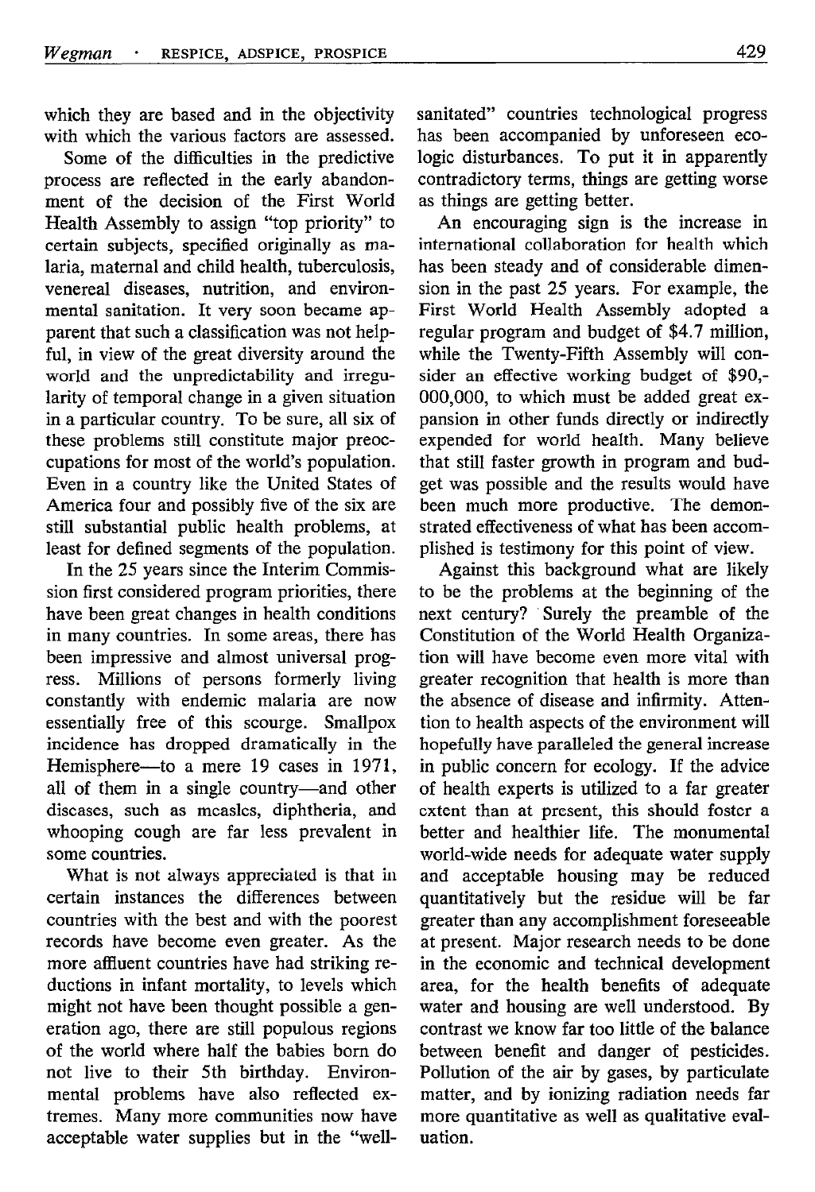which they are based and in the objectivity with which the various factors are assessed.

Some of the difficulties in the predictive process are reflected in the early abandonment of the decision of the First World Health Assembly to assign "top priority" to certain subjects, specified originally as malaria, maternal and child health, tuberculosis, venereal diseases, nutrition, and environmental sanitation. It very soon became apparent that such a classification was not helpful, in view of the great diversity around the world and the unpredictability and irregularity of temporal change in a given situation in a particular country. To be sure, all six of these problems still constitute major preoccupations for most of the world's population. Even in a country like the United States of America four and possibly five of the six are still substantial public health problems, at least for defined segments of the population.

In the 25 years since the Interim Commission first considered program priorities, there have been great changes in health conditions in many countries. In some areas, there has been impressive and almost universal progress. Millions of persons formerly living constantly with endemic malaria are now essentially free of this scourge. Smallpox incidence has dropped dramatically in the Hemisphere—to a mere 19 cases in 1971, all of them in a single country—and other diseases, such as measles, diphtheria, and whooping cough are far less prevalent in some countries.

What is not always appreciated is that in certain instances the differences between countries with the best and with the poorest records have become even greater. As the more affluent countries have had striking reductions in infant mortality, to levels which might not have been thought possible a generation ago, there are still populous regions of the world where half the babies born do not live to their 5th birthday. Environmental problems have also reflected extremes. Many more communities now have acceptable water supplies but in the "well-sanitated" countries technological progress has been accompanied by unforeseen ecologic disturbances. To put it in apparently contradictory terms, things are getting worse as things are getting better.

An encouraging sign is the increase in international collaboration for health which has been steady and of considerable dimension in the past 25 years. For example, the First World Health Assembly adopted a regular program and budget of $4.7 million, while the Twenty-Fifth Assembly will consider an effective working budget of $90,000,000, to which must be added great expansion in other funds directly or indirectly expended for world health. Many believe that still faster growth in program and budget was possible and the results would have been much more productive. The demonstrated effectiveness of what has been accomplished is testimony for this point of view.

Against this background what are likely to be the problems at the beginning of the next century? Surely the preamble of the Constitution of the World Health Organization will have become even more vital with greater recognition that health is more than the absence of disease and infirmity. Attention to health aspects of the environment will hopefully have paralleled the general increase in public concern for ecology. If the advice of health experts is utilized to a far greater extent than at present, this should foster a better and healthier life. The monumental world-wide needs for adequate water supply and acceptable housing may be reduced quantitatively but the residue will be far greater than any accomplishment foreseeable at present. Major research needs to be done in the economic and technical development area, for the health benefits of adequate water and housing are well understood. By contrast we know far too little of the balance between benefit and danger of pesticides. Pollution of the air by gases, by particulate matter, and by ionizing radiation needs far more quantitative as well as qualitative evaluation.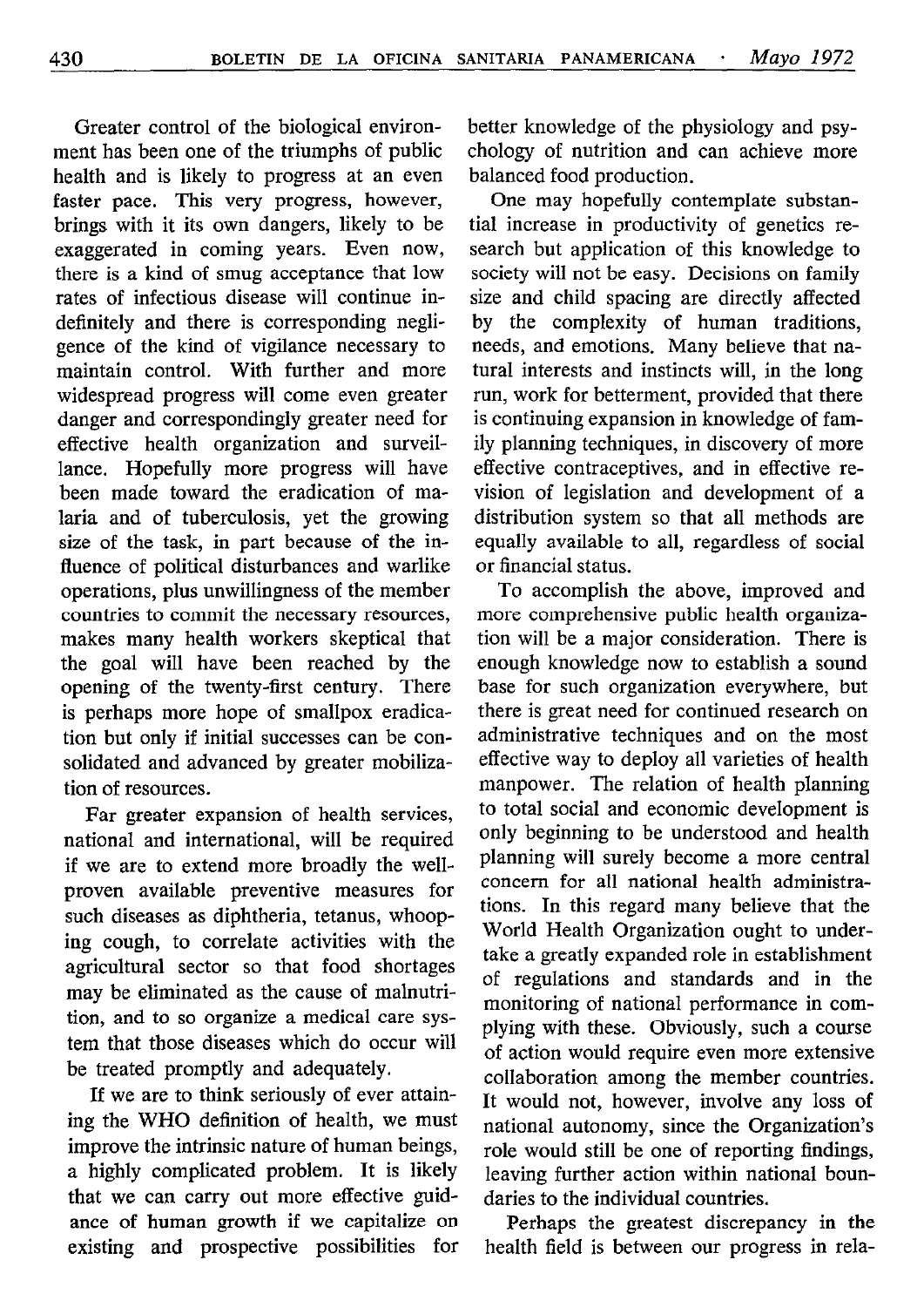Greater control of the biological environment has been one of the triumphs of public health and is likely to progress at an even faster pace. This very progress, however, brings with it its own dangers, likely to be exaggerated in coming years. Even now, there is a kind of smug acceptance that low rates of infectious disease will continue indefinitely and there is corresponding negligence of the kind of vigilance necessary to maintain control. With further and more widespread progress will come even greater danger and correspondingly greater need for effective health organization and surveillance. Hopefully more progress will have been made toward the eradication of malaria and of tuberculosis, yet the growing size of the task, in part because of the influence of political disturbances and warlike operations, plus unwillingness of the member countries to commit the necessary resources, makes many health workers skeptical that the goal will have been reached by the opening of the twenty-first century. There is perhaps more hope of smallpox eradication but only if initial successes can be consolidated and advanced by greater mobilization of resources.

Far greater expansion of health services, national and international, will be required if we are to extend more broadly the well-proven available preventive measures for such diseases as diphtheria, tetanus, whooping cough, to correlate activities with the agricultural sector so that food shortages may be eliminated as the cause of malnutrition, and to so organize a medical care system that those diseases which do occur will be treated promptly and adequately.

If we are to think seriously of ever attaining the WHO definition of health, we must improve the intrinsic nature of human beings, a highly complicated problem. It is likely that we can carry out more effective guidance of human growth if we capitalize on existing and prospective possibilities for better knowledge of the physiology and psychology of nutrition and can achieve more balanced food production.

One may hopefully contemplate substantial increase in productivity of genetics research but application of this knowledge to society will not be easy. Decisions on family size and child spacing are directly affected by the complexity of human traditions, needs, and emotions. Many believe that natural interests and instincts will, in the long run, work for betterment, provided that there is continuing expansion in knowledge of family planning techniques, in discovery of more effective contraceptives, and in effective revision of legislation and development of a distribution system so that all methods are equally available to all, regardless of social or financial status.

To accomplish the above, improved and more comprehensive public health organization will be a major consideration. There is enough knowledge now to establish a sound base for such organization everywhere, but there is great need for continued research on administrative techniques and on the most effective way to deploy all varieties of health manpower. The relation of health planning to total social and economic development is only beginning to be understood and health planning will surely become a more central concern for all national health administrations. In this regard many believe that the World Health Organization ought to undertake a greatly expanded role in establishment of regulations and standards and in the monitoring of national performance in complying with these. Obviously, such a course of action would require even more extensive collaboration among the member countries. It would not, however, involve any loss of national autonomy, since the Organization's role would still be one of reporting findings, leaving further action within national boundaries to the individual countries.

Perhaps the greatest discrepancy in the health field is between our progress in rela-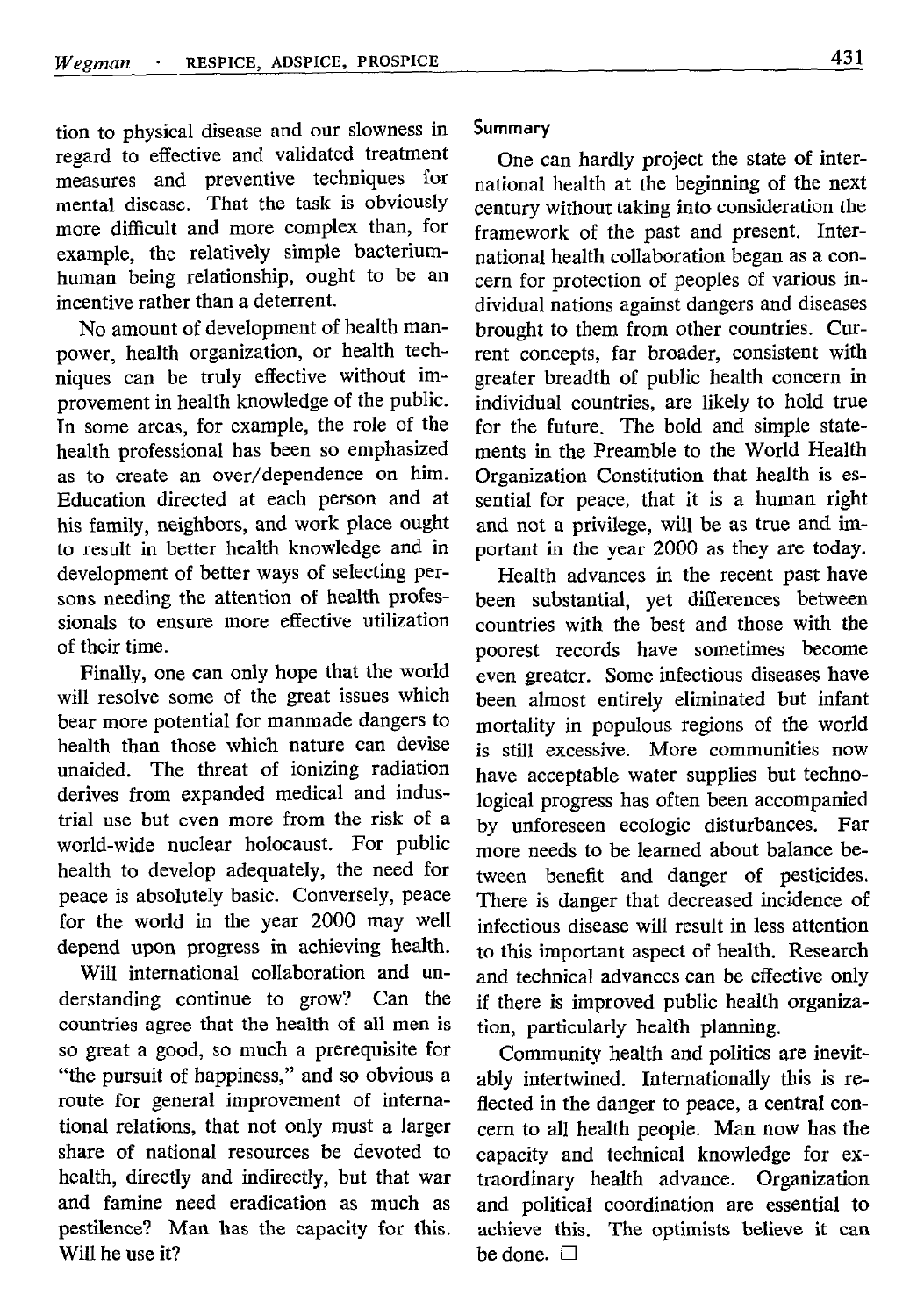tion to physical disease and our slowness in regard to effective and validated treatment measures and preventive techniques for mental disease. That the task is obviously more difficult and more complex than, for example, the relatively simple bacterium-human being relationship, ought to be an incentive rather than a deterrent.

No amount of development of health manpower, health organization, or health techniques can be truly effective without improvement in health knowledge of the public. In some areas, for example, the role of the health professional has been so emphasized as to create an over/dependence on him. Education directed at each person and at his family, neighbors, and work place ought to result in better health knowledge and in development of better ways of selecting persons needing the attention of health professionals to ensure more effective utilization of their time.

Finally, one can only hope that the world will resolve some of the great issues which bear more potential for manmade dangers to health than those which nature can devise unaided. The threat of ionizing radiation derives from expanded medical and industrial use but even more from the risk of a world-wide nuclear holocaust. For public health to develop adequately, the need for peace is absolutely basic. Conversely, peace for the world in the year 2000 may well depend upon progress in achieving health.

Will international collaboration and understanding continue to grow? Can the countries agree that the health of all men is so great a good, so much a prerequisite for "the pursuit of happiness," and so obvious a route for general improvement of international relations, that not only must a larger share of national resources be devoted to health, directly and indirectly, but that war and famine need eradication as much as pestilence? Man has the capacity for this. Will he use it?

## Summary

One can hardly project the state of international health at the beginning of the next century without taking into consideration the framework of the past and present. International health collaboration began as a concern for protection of peoples of various individual nations against dangers and diseases brought to them from other countries. Current concepts, far broader, consistent with greater breadth of public health concern in individual countries, are likely to hold true for the future. The bold and simple statements in the Preamble to the World Health Organization Constitution that health is essential for peace, that it is a human right and not a privilege, will be as true and important in the year 2000 as they are today.

Health advances in the recent past have been substantial, yet differences between countries with the best and those with the poorest records have sometimes become even greater. Some infectious diseases have been almost entirely eliminated but infant mortality in populous regions of the world is still excessive. More communities now have acceptable water supplies but technological progress has often been accompanied by unforeseen ecologic disturbances. Far more needs to be learned about balance between benefit and danger of pesticides. There is danger that decreased incidence of infectious disease will result in less attention to this important aspect of health. Research and technical advances can be effective only if there is improved public health organization, particularly health planning.

Community health and politics are inevitably intertwined. Internationally this is reflected in the danger to peace, a central concern to all health people. Man now has the capacity and technical knowledge for extraordinary health advance. Organization and political coordination are essential to achieve this. The optimists believe it can be done. □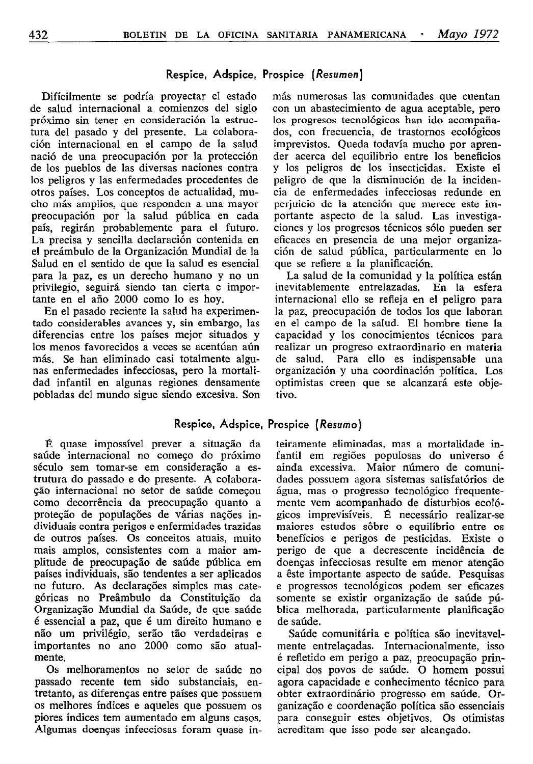## Respice, Adspice, Prospice (*Resumen*)

Difícilmente se podría proyectar el estado de salud internacional a comienzos del siglo próximo sin tener en consideración la estructura del pasado y del presente. La colaboración internacional en el campo de la salud nació de una preocupación por la protección de los pueblos de las diversas naciones contra los peligros y las enfermedades procedentes de otros países. Los conceptos de actualidad, mucho más amplios, que responden a una mayor preocupación por la salud pública en cada país, regirán probablemente para el futuro. La precisa y sencilla declaración contenida en el preámbulo de la Organización Mundial de la Salud en el sentido de que la salud es esencial para la paz, es un derecho humano y no un privilegio, seguirá siendo tan cierta e importante en el año 2000 como lo es hoy.

En el pasado reciente la salud ha experimentado considerables avances y, sin embargo, las diferencias entre los países mejor situados y los menos favorecidos a veces se acentúan aún más. Se han eliminado casi totalmente algunas enfermedades infecciosas, pero la mortalidad infantil en algunas regiones densamente pobladas del mundo sigue siendo excesiva. Son más numerosas las comunidades que cuentan con un abastecimiento de agua aceptable, pero los progresos tecnológicos han ido acompañados, con frecuencia, de trastornos ecológicos imprevistos. Queda todavía mucho por aprender acerca del equilibrio entre los beneficios y los peligros de los insecticidas. Existe el peligro de que la disminución de la incidencia de enfermedades infecciosas redunde en perjuicio de la atención que merece este importante aspecto de la salud. Las investigaciones y los progresos técnicos sólo pueden ser eficaces en presencia de una mejor organización de salud pública, particularmente en lo que se refiere a la planificación.

La salud de la comunidad y la política están inevitablemente entrelazadas. En la esfera internacional ello se refleja en el peligro para la paz, preocupación de todos los que laboran en el campo de la salud. El hombre tiene la capacidad y los conocimientos técnicos para realizar un progreso extraordinario en materia de salud. Para ello es indispensable una organización y una coordinación política. Los optimistas creen que se alcanzará este objetivo.

## Respice, Adspice, Prospice (*Resumo*)

É quase impossível prever a situação da saúde internacional no começo do próximo século sem tomar-se em consideração a estrutura do passado e do presente. A colaboração internacional no setor de saúde começou como decorrência da preocupação quanto a proteção de populações de várias nações individuais contra perigos e enfermidades trazidas de outros países. Os conceitos atuais, muito mais amplos, consistentes com a maior amplitude de preocupação de saúde pública em países individuais, são tendentes a ser aplicados no futuro. As declarações simples mas categóricas no Preâmbulo da Constituição da Organização Mundial da Saúde, de que saúde é essencial a paz, que é um direito humano e não um privilégio, serão tão verdadeiras e importantes no ano 2000 como são atualmente.

Os melhoramentos no setor de saúde no passado recente tem sido substanciais, entretanto, as diferenças entre países que possuem os melhores índices e aqueles que possuem os piores índices tem aumentado em alguns casos. Algumas doenças infecciosas foram quase inteiramente eliminadas, mas a mortalidade infantil em regiões populosas do universo é ainda excessiva. Maior número de comunidades possuem agora sistemas satisfatórios de água, mas o progresso tecnológico frequentemente vem acompanhado de disturbios ecológicos imprevisíveis. É necessário realizar-se maiores estudos sôbre o equilíbrio entre os benefícios e perigos de pesticidas. Existe o perigo de que a decrescente incidência de doenças infecciosas resulte em menor atenção a êste importante aspecto de saúde. Pesquisas e progressos tecnológicos podem ser eficazes somente se existir organização de saúde pública melhorada, particularmente planificação de saúde.

Saúde comunitária e política são inevitavelmente entrelaçadas. Internacionalmente, isso é refletido em perigo a paz, preocupação principal dos povos de saúde. O homem possui agora capacidade e conhecimento técnico para obter extraordinário progresso em saúde. Organização e coordenação política são essenciais para conseguir estes objetivos. Os otimistas acreditam que isso pode ser alcançado.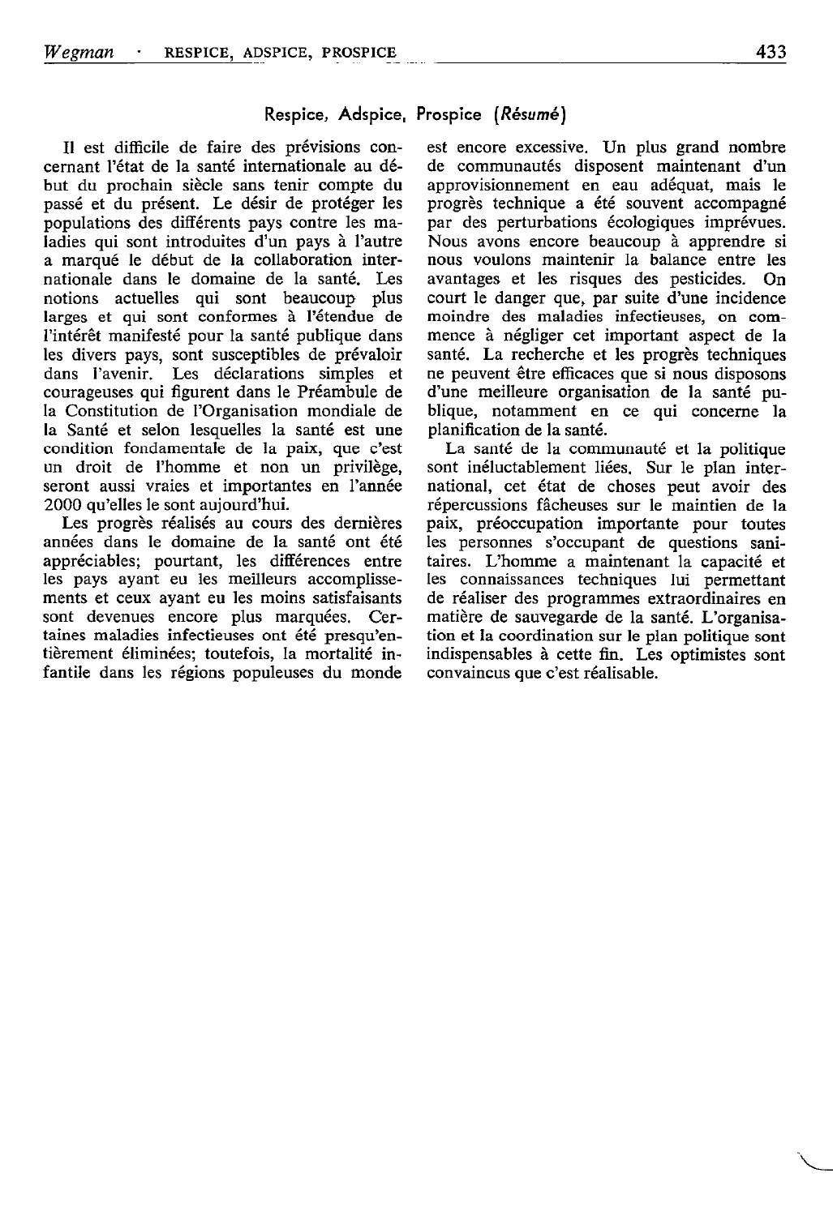## Respice, Adspice, Prospice (*Résumé*)

Il est difficile de faire des prévisions concernant l'état de la santé internationale au début du prochain siècle sans tenir compte du passé et du présent. Le désir de protéger les populations des différents pays contre les maladies qui sont introduites d'un pays à l'autre a marqué le début de la collaboration internationale dans le domaine de la santé. Les notions actuelles qui sont beaucoup plus larges et qui sont conformes à l'étendue de l'intérêt manifesté pour la santé publique dans les divers pays, sont susceptibles de prévaloir dans l'avenir. Les déclarations simples et courageuses qui figurent dans le Préambule de la Constitution de l'Organisation mondiale de la Santé et selon lesquelles la santé est une condition fondamentale de la paix, que c'est un droit de l'homme et non un privilège, seront aussi vraies et importantes en l'année 2000 qu'elles le sont aujourd'hui.

Les progrès réalisés au cours des dernières années dans le domaine de la santé ont été appréciables; pourtant, les différences entre les pays ayant eu les meilleurs accomplissements et ceux ayant eu les moins satisfaisants sont devenues encore plus marquées. Certaines maladies infectieuses ont été presqu'entièrement éliminées; toutefois, la mortalité infantile dans les régions populeuses du monde est encore excessive. Un plus grand nombre de communautés disposent maintenant d'un approvisionnement en eau adéquat, mais le progrès technique a été souvent accompagné par des perturbations écologiques imprévues. Nous avons encore beaucoup à apprendre si nous voulons maintenir la balance entre les avantages et les risques des pesticides. On court le danger que, par suite d'une incidence moindre des maladies infectieuses, on commence à négliger cet important aspect de la santé. La recherche et les progrès techniques ne peuvent être efficaces que si nous disposons d'une meilleure organisation de la santé publique, notamment en ce qui concerne la planification de la santé.

La santé de la communauté et la politique sont inéluctablement liées. Sur le plan international, cet état de choses peut avoir des répercussions fâcheuses sur le maintien de la paix, préoccupation importante pour toutes les personnes s'occupant de questions sanitaires. L'homme a maintenant la capacité et les connaissances techniques lui permettant de réaliser des programmes extraordinaires en matière de sauvegarde de la santé. L'organisation et la coordination sur le plan politique sont indispensables à cette fin. Les optimistes sont convaincus que c'est réalisable.